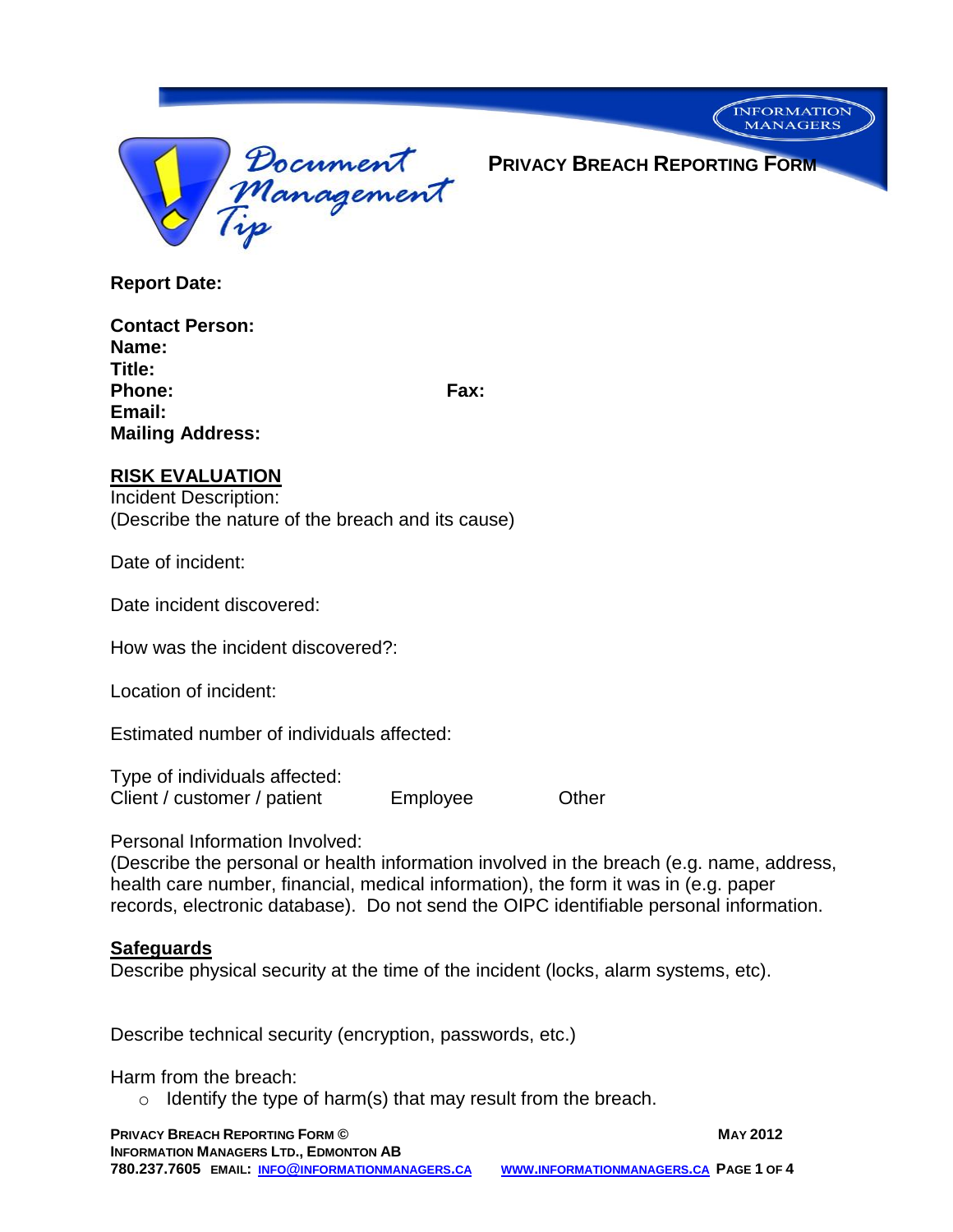# Privacy Breach Reporting Form

**Report Date:**

**Contact Person:**
**Name:**
**Title:**
**Phone:** **Fax:**
**Email:**
**Mailing Address:**

## RISK EVALUATION

Incident Description:
(Describe the nature of the breach and its cause)

Date of incident:

Date incident discovered:

How was the incident discovered?:

Location of incident:

Estimated number of individuals affected:

Type of individuals affected:
Client / customer / patient Employee Other

Personal Information Involved:
(Describe the personal or health information involved in the breach (e.g. name, address, health care number, financial, medical information), the form it was in (e.g. paper records, electronic database). Do not send the OIPC identifiable personal information.

## Safeguards

Describe physical security at the time of the incident (locks, alarm systems, etc).

Describe technical security (encryption, passwords, etc.)

Harm from the breach:

- Identify the type of harm(s) that may result from the breach.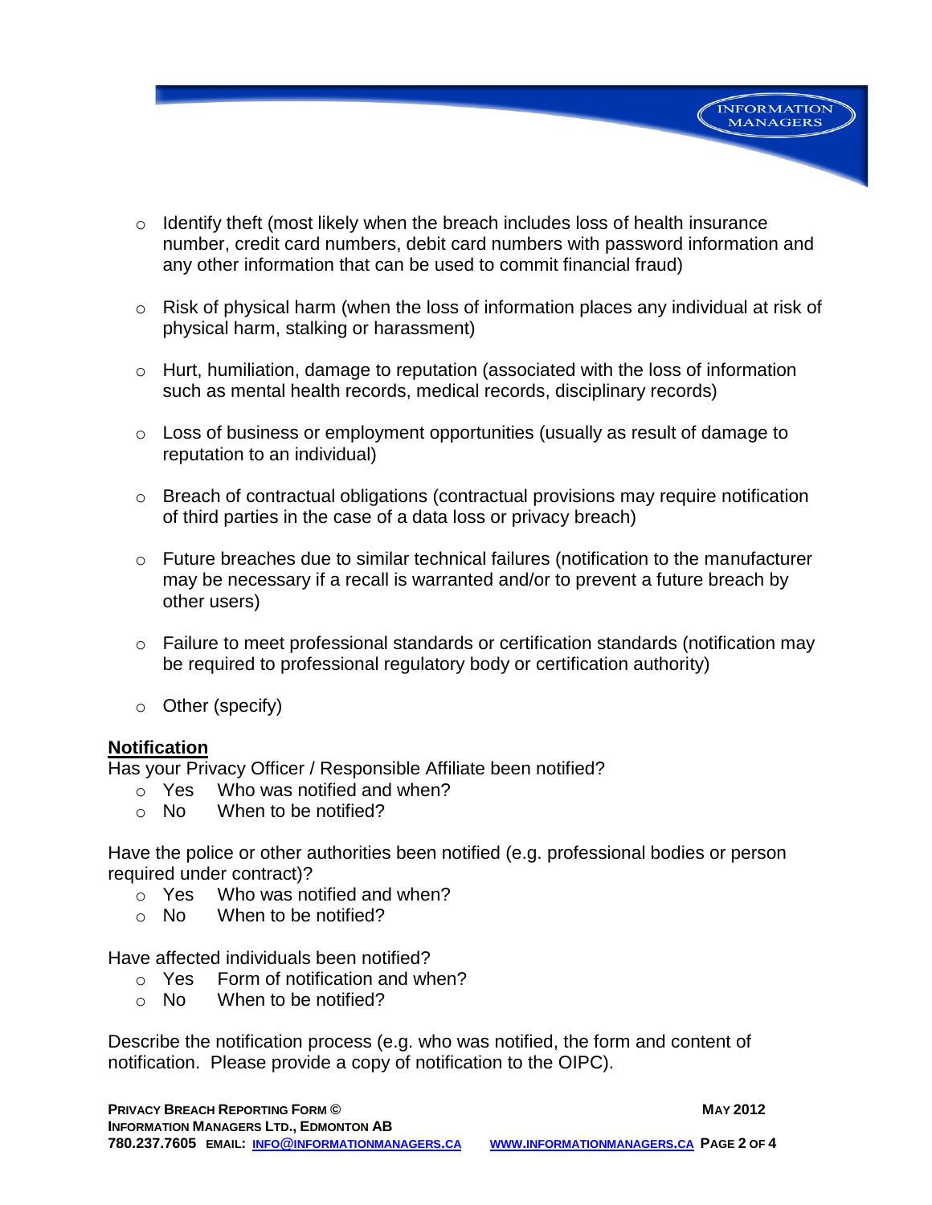- Identify theft (most likely when the breach includes loss of health insurance number, credit card numbers, debit card numbers with password information and any other information that can be used to commit financial fraud)

- Risk of physical harm (when the loss of information places any individual at risk of physical harm, stalking or harassment)

- Hurt, humiliation, damage to reputation (associated with the loss of information such as mental health records, medical records, disciplinary records)

- Loss of business or employment opportunities (usually as result of damage to reputation to an individual)

- Breach of contractual obligations (contractual provisions may require notification of third parties in the case of a data loss or privacy breach)

- Future breaches due to similar technical failures (notification to the manufacturer may be necessary if a recall is warranted and/or to prevent a future breach by other users)

- Failure to meet professional standards or certification standards (notification may be required to professional regulatory body or certification authority)

- Other (specify)

## Notification

Has your Privacy Officer / Responsible Affiliate been notified?

- Yes   Who was notified and when?
- No   When to be notified?

Have the police or other authorities been notified (e.g. professional bodies or person required under contract)?

- Yes   Who was notified and when?
- No   When to be notified?

Have affected individuals been notified?

- Yes   Form of notification and when?
- No   When to be notified?

Describe the notification process (e.g. who was notified, the form and content of notification. Please provide a copy of notification to the OIPC).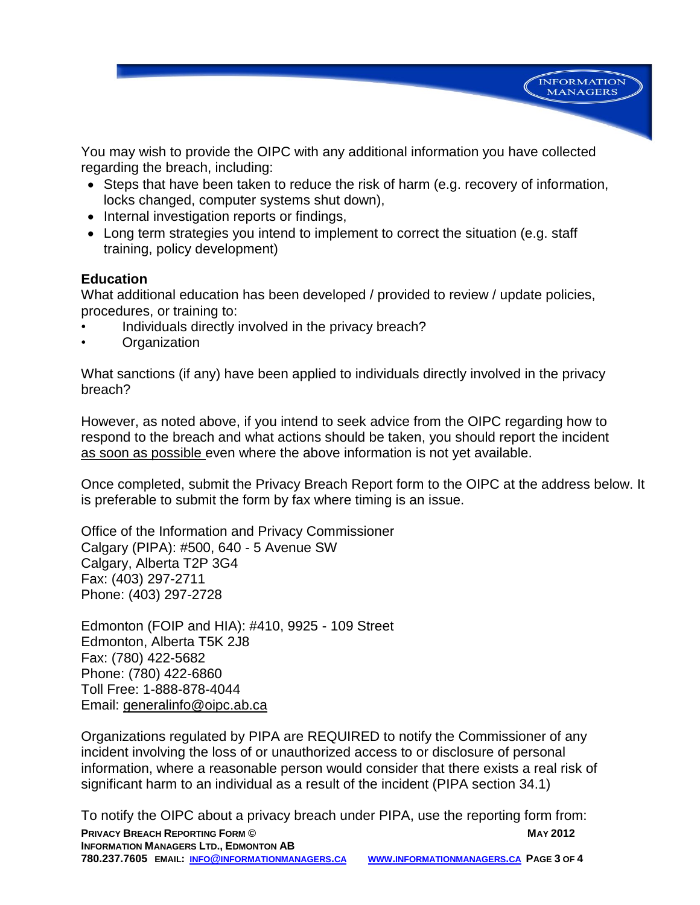You may wish to provide the OIPC with any additional information you have collected regarding the breach, including:

- Steps that have been taken to reduce the risk of harm (e.g. recovery of information, locks changed, computer systems shut down),
- Internal investigation reports or findings,
- Long term strategies you intend to implement to correct the situation (e.g. staff training, policy development)

**Education**

What additional education has been developed / provided to review / update policies, procedures, or training to:

- Individuals directly involved in the privacy breach?
- Organization

What sanctions (if any) have been applied to individuals directly involved in the privacy breach?

However, as noted above, if you intend to seek advice from the OIPC regarding how to respond to the breach and what actions should be taken, you should report the incident as soon as possible even where the above information is not yet available.

Once completed, submit the Privacy Breach Report form to the OIPC at the address below. It is preferable to submit the form by fax where timing is an issue.

Office of the Information and Privacy Commissioner
Calgary (PIPA): #500, 640 - 5 Avenue SW
Calgary, Alberta T2P 3G4
Fax: (403) 297-2711
Phone: (403) 297-2728

Edmonton (FOIP and HIA): #410, 9925 - 109 Street
Edmonton, Alberta T5K 2J8
Fax: (780) 422-5682
Phone: (780) 422-6860
Toll Free: 1-888-878-4044
Email: generalinfo@oipc.ab.ca

Organizations regulated by PIPA are REQUIRED to notify the Commissioner of any incident involving the loss of or unauthorized access to or disclosure of personal information, where a reasonable person would consider that there exists a real risk of significant harm to an individual as a result of the incident (PIPA section 34.1)

To notify the OIPC about a privacy breach under PIPA, use the reporting form from: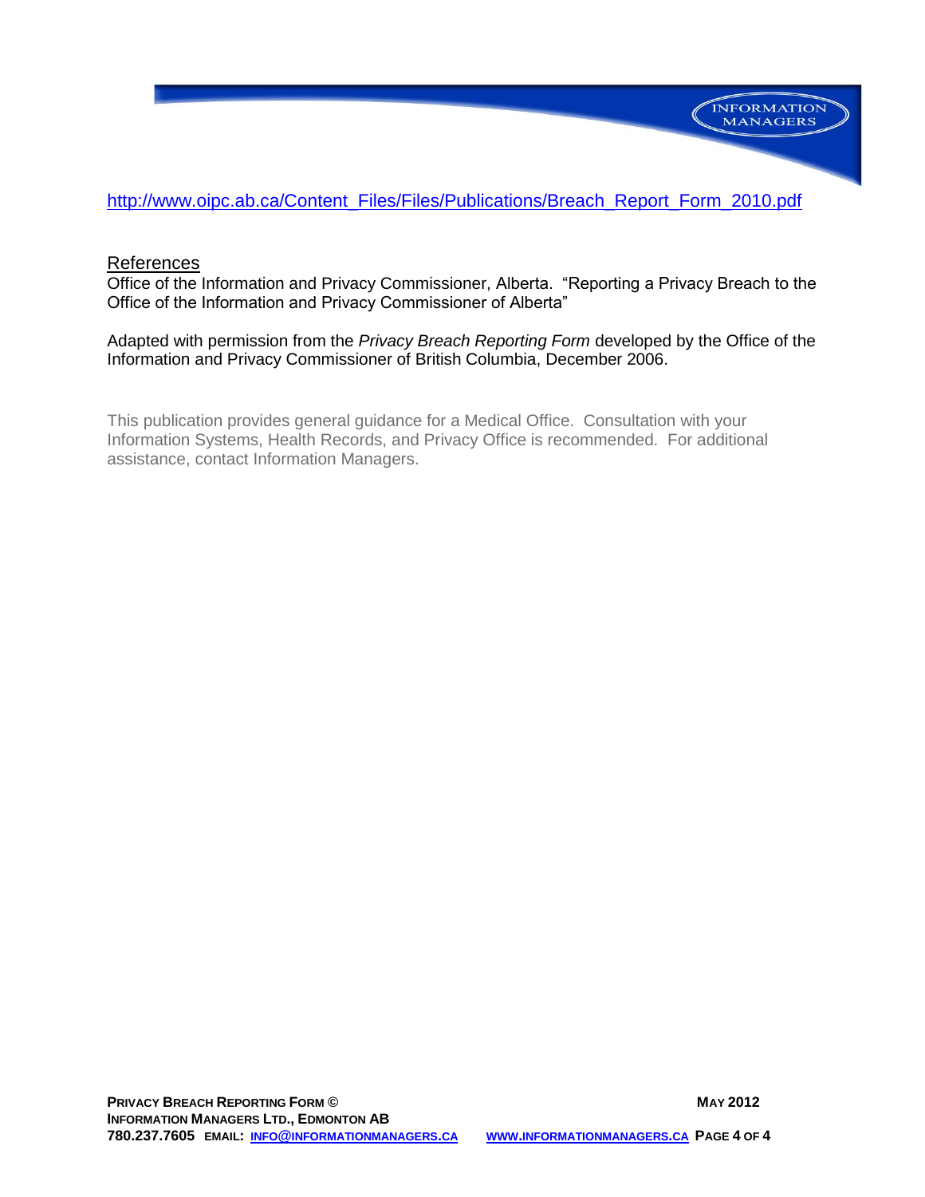http://www.oipc.ab.ca/Content_Files/Files/Publications/Breach_Report_Form_2010.pdf

## References

Office of the Information and Privacy Commissioner, Alberta. "Reporting a Privacy Breach to the Office of the Information and Privacy Commissioner of Alberta"

Adapted with permission from the *Privacy Breach Reporting Form* developed by the Office of the Information and Privacy Commissioner of British Columbia, December 2006.

This publication provides general guidance for a Medical Office. Consultation with your Information Systems, Health Records, and Privacy Office is recommended. For additional assistance, contact Information Managers.